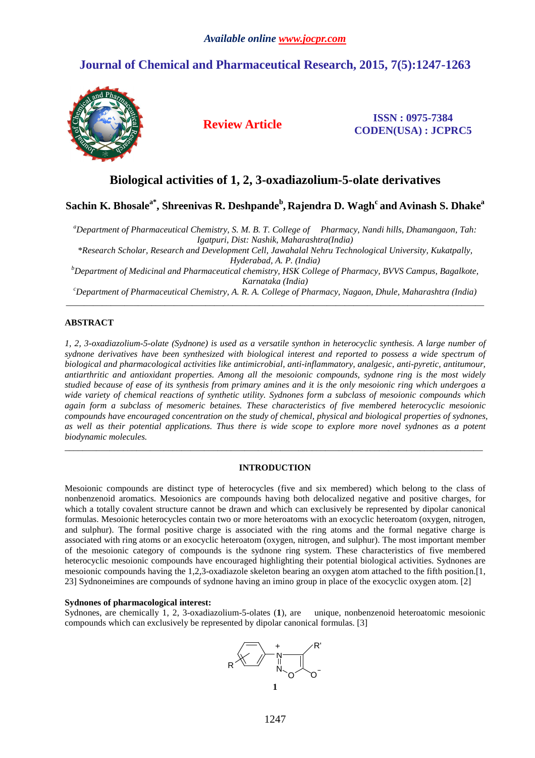# Biological activities of 1, 2, 3-oxadiazolium-5-olate derivatives

**Sachin K. Bhosale[a*], Shreenivas R. Deshpande[b], Rajendra D. Wagh[c] and Avinash S. Dhake[a]**

*[a]Department of Pharmaceutical Chemistry, S. M. B. T. College of Pharmacy, Nandi hills, Dhamangaon, Tah: Igatpuri, Dist: Nashik, Maharashtra(India)*

*\*Research Scholar, Research and Development Cell, Jawahalal Nehru Technological University, Kukatpally, Hyderabad, A. P. (India)*

*[b]Department of Medicinal and Pharmaceutical chemistry, HSK College of Pharmacy, BVVS Campus, Bagalkote, Karnataka (India)*

*[c]Department of Pharmaceutical Chemistry, A. R. A. College of Pharmacy, Nagaon, Dhule, Maharashtra (India)*

---

## ABSTRACT

*1, 2, 3-oxadiazolium-5-olate (Sydnone) is used as a versatile synthon in heterocyclic synthesis. A large number of sydnone derivatives have been synthesized with biological interest and reported to possess a wide spectrum of biological and pharmacological activities like antimicrobial, anti-inflammatory, analgesic, anti-pyretic, antitumour, antiarthritic and antioxidant properties. Among all the mesoionic compounds, sydnone ring is the most widely studied because of ease of its synthesis from primary amines and it is the only mesoionic ring which undergoes a wide variety of chemical reactions of synthetic utility. Sydnones form a subclass of mesoionic compounds which again form a subclass of mesomeric betaines. These characteristics of five membered heterocyclic mesoionic compounds have encouraged concentration on the study of chemical, physical and biological properties of sydnones, as well as their potential applications. Thus there is wide scope to explore more novel sydnones as a potent biodynamic molecules.*

---

## INTRODUCTION

Mesoionic compounds are distinct type of heterocycles (five and six membered) which belong to the class of nonbenzenoid aromatics. Mesoionics are compounds having both delocalized negative and positive charges, for which a totally covalent structure cannot be drawn and which can exclusively be represented by dipolar canonical formulas. Mesoionic heterocycles contain two or more heteroatoms with an exocyclic heteroatom (oxygen, nitrogen, and sulphur). The formal positive charge is associated with the ring atoms and the formal negative charge is associated with ring atoms or an exocyclic heteroatom (oxygen, nitrogen, and sulphur). The most important member of the mesoionic category of compounds is the sydnone ring system. These characteristics of five membered heterocyclic mesoionic compounds have encouraged highlighting their potential biological activities. Sydnones are mesoionic compounds having the 1,2,3-oxadiazole skeleton bearing an oxygen atom attached to the fifth position.[1, 23] Sydnoneimines are compounds of sydnone having an imino group in place of the exocyclic oxygen atom. [2]

**Sydnones of pharmacological interest:**

Sydnones, are chemically 1, 2, 3-oxadiazolium-5-olates (**1**), are unique, nonbenzenoid heteroatomic mesoionic compounds which can exclusively be represented by dipolar canonical formulas. [3]

**1**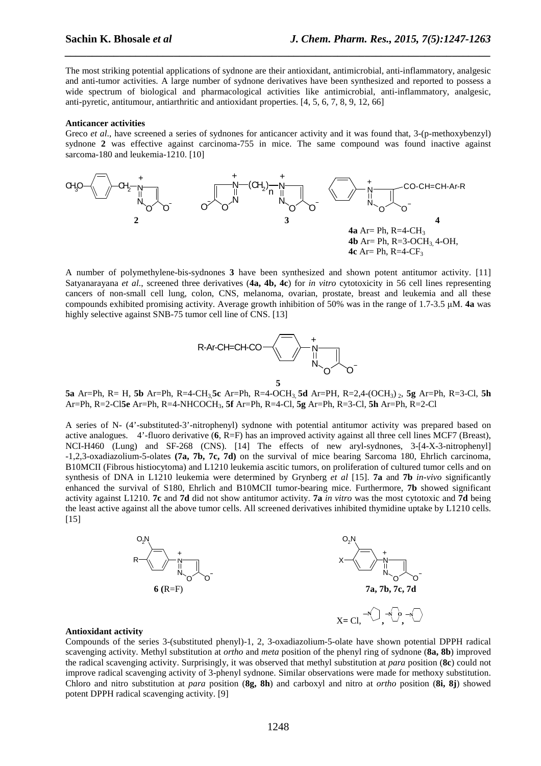The most striking potential applications of sydnone are their antioxidant, antimicrobial, anti-inflammatory, analgesic and anti-tumor activities. A large number of sydnone derivatives have been synthesized and reported to possess a wide spectrum of biological and pharmacological activities like antimicrobial, anti-inflammatory, analgesic, anti-pyretic, antitumour, antiarthritic and antioxidant properties. [4, 5, 6, 7, 8, 9, 12, 66]

**Anticancer activities**

Greco *et al*., have screened a series of sydnones for anticancer activity and it was found that, 3-(p-methoxybenzyl) sydnone **2** was effective against carcinoma-755 in mice. The same compound was found inactive against sarcoma-180 and leukemia-1210. [10]

**2** **3** **4**

**4a** Ar= Ph, R=4-$CH_3$
**4b** Ar= Ph, R=3-$OCH_3$, 4-OH,
**4c** Ar= Ph, R=4-$CF_3$

A number of polymethylene-bis-sydnones **3** have been synthesized and shown potent antitumor activity. [11] Satyanarayana *et al*., screened three derivatives (**4a, 4b, 4c**) for *in vitro* cytotoxicity in 56 cell lines representing cancers of non-small cell lung, colon, CNS, melanoma, ovarian, prostate, breast and leukemia and all these compounds exhibited promising activity. Average growth inhibition of 50% was in the range of 1.7-3.5 μM. **4a** was highly selective against SNB-75 tumor cell line of CNS. [13]

**5**

**5a** Ar=Ph, R= H, **5b** Ar=Ph, R=4-$CH_3$, **5c** Ar=Ph, R=4-$OCH_3$, **5d** Ar=PH, R=2,4-$(OCH_3)_2$, **5g** Ar=Ph, R=3-Cl, **5h** Ar=Ph, R=2-Cl**5e** Ar=Ph, R=4-$NHCOCH_3$, **5f** Ar=Ph, R=4-Cl, **5g** Ar=Ph, R=3-Cl, **5h** Ar=Ph, R=2-Cl

A series of N- (4'-substituted-3'-nitrophenyl) sydnone with potential antitumor activity was prepared based on active analogues. 4'-fluoro derivative (**6**, R=F) has an improved activity against all three cell lines MCF7 (Breast), NCI-H460 (Lung) and SF-268 (CNS). [14] The effects of new aryl-sydnones, 3-[4-X-3-nitrophenyl] -1,2,3-oxadiazolium-5-olates **(7a, 7b, 7c, 7d)** on the survival of mice bearing Sarcoma 180, Ehrlich carcinoma, B10MCII (Fibrous histiocytoma) and L1210 leukemia ascitic tumors, on proliferation of cultured tumor cells and on synthesis of DNA in L1210 leukemia were determined by Grynberg *et al* [15]. **7a** and **7b** *in-vivo* significantly enhanced the survival of S180, Ehrlich and B10MCII tumor-bearing mice. Furthermore, **7b** showed significant activity against L1210. **7c** and **7d** did not show antitumor activity. **7a** *in vitro* was the most cytotoxic and **7d** being the least active against all the above tumor cells. All screened derivatives inhibited thymidine uptake by L1210 cells. [15]

**6 (**R=F) **7a, 7b, 7c, 7d**

X= Cl, (pyrrolidinyl), (morpholinyl), (piperidinyl)

**Antioxidant activity**

Compounds of the series 3-(substituted phenyl)-1, 2, 3-oxadiazolium-5-olate have shown potential DPPH radical scavenging activity. Methyl substitution at *ortho* and *meta* position of the phenyl ring of sydnone (**8a, 8b**) improved the radical scavenging activity. Surprisingly, it was observed that methyl substitution at *para* position (**8c**) could not improve radical scavenging activity of 3-phenyl sydnone. Similar observations were made for methoxy substitution. Chloro and nitro substitution at *para* position (**8g, 8h**) and carboxyl and nitro at *ortho* position (**8i, 8j**) showed potent DPPH radical scavenging activity. [9]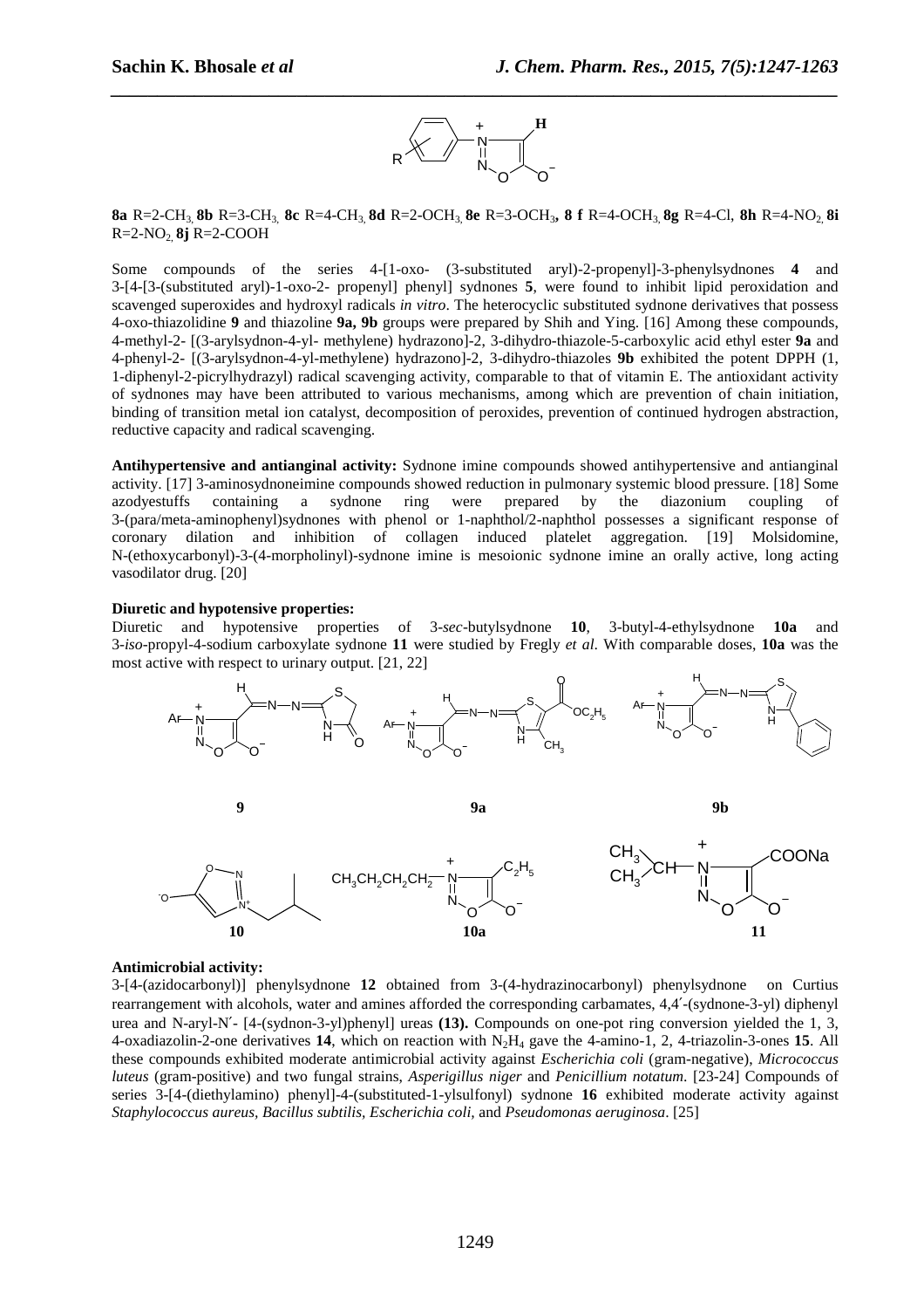**8a** R=2-$CH_3$, **8b** R=3-$CH_3$, **8c** R=4-$CH_3$, **8d** R=2-$OCH_3$, **8e** R=3-$OCH_3$, **8 f** R=4-$OCH_3$, **8g** R=4-Cl, **8h** R=4-$NO_2$, **8i** R=2-$NO_2$, **8j** R=2-COOH

Some compounds of the series 4-[1-oxo- (3-substituted aryl)-2-propenyl]-3-phenylsydnones **4** and 3-[4-[3-(substituted aryl)-1-oxo-2- propenyl] phenyl] sydnones **5**, were found to inhibit lipid peroxidation and scavenged superoxides and hydroxyl radicals *in vitro*. The heterocyclic substituted sydnone derivatives that possess 4-oxo-thiazolidine **9** and thiazoline **9a, 9b** groups were prepared by Shih and Ying. [16] Among these compounds, 4-methyl-2- [(3-arylsydnon-4-yl- methylene) hydrazono]-2, 3-dihydro-thiazole-5-carboxylic acid ethyl ester **9a** and 4-phenyl-2- [(3-arylsydnon-4-yl-methylene) hydrazono]-2, 3-dihydro-thiazoles **9b** exhibited the potent DPPH (1, 1-diphenyl-2-picrylhydrazyl) radical scavenging activity, comparable to that of vitamin E. The antioxidant activity of sydnones may have been attributed to various mechanisms, among which are prevention of chain initiation, binding of transition metal ion catalyst, decomposition of peroxides, prevention of continued hydrogen abstraction, reductive capacity and radical scavenging.

**Antihypertensive and antianginal activity:** Sydnone imine compounds showed antihypertensive and antianginal activity. [17] 3-aminosydnoneimine compounds showed reduction in pulmonary systemic blood pressure. [18] Some azodyestuffs containing a sydnone ring were prepared by the diazonium coupling of 3-(para/meta-aminophenyl)sydnones with phenol or 1-naphthol/2-naphthol possesses a significant response of coronary dilation and inhibition of collagen induced platelet aggregation. [19] Molsidomine, N-(ethoxycarbonyl)-3-(4-morpholinyl)-sydnone imine is mesoionic sydnone imine an orally active, long acting vasodilator drug. [20]

**Diuretic and hypotensive properties:**
Diuretic and hypotensive properties of 3-*sec*-butylsydnone **10**, 3-butyl-4-ethylsydnone **10a** and 3-*iso*-propyl-4-sodium carboxylate sydnone **11** were studied by Fregly *et al*. With comparable doses, **10a** was the most active with respect to urinary output. [21, 22]

**9** **9a** **9b**

**10** **10a** **11**

**Antimicrobial activity:**
3-[4-(azidocarbonyl)] phenylsydnone **12** obtained from 3-(4-hydrazinocarbonyl) phenylsydnone on Curtius rearrangement with alcohols, water and amines afforded the corresponding carbamates, 4,4′-(sydnone-3-yl) diphenyl urea and N-aryl-N′- [4-(sydnon-3-yl)phenyl] ureas **(13).** Compounds on one-pot ring conversion yielded the 1, 3, 4-oxadiazolin-2-one derivatives **14**, which on reaction with $N_2H_4$ gave the 4-amino-1, 2, 4-triazolin-3-ones **15**. All these compounds exhibited moderate antimicrobial activity against *Escherichia coli* (gram-negative), *Micrococcus luteus* (gram-positive) and two fungal strains, *Asperigillus niger* and *Penicillium notatum*. [23-24] Compounds of series 3-[4-(diethylamino) phenyl]-4-(substituted-1-ylsulfonyl) sydnone **16** exhibited moderate activity against *Staphylococcus aureus, Bacillus subtilis, Escherichia coli,* and *Pseudomonas aeruginosa*. [25]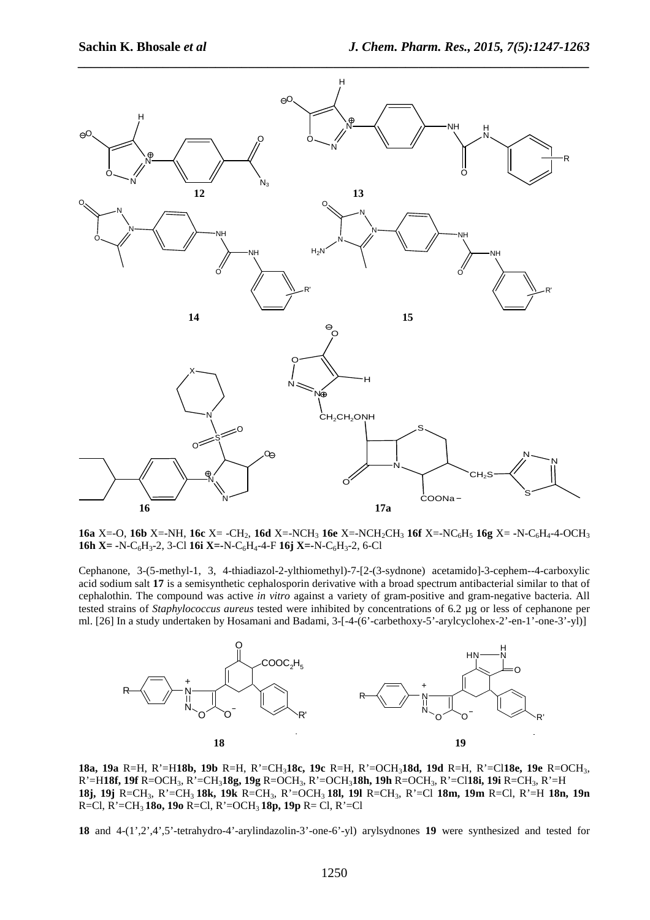**16a** X=-O, **16b** X=-NH, **16c** X= -$CH_2$, **16d** X=-$NCH_3$ **16e** X=-$NCH_2CH_3$ **16f** X=-$NC_6H_5$ **16g** X= -N-$C_6H_4$-4-$OCH_3$ **16h X=** -N-$C_6H_3$-2, 3-Cl **16i X=**-N-$C_6H_4$-4-F **16j X=**-N-$C_6H_3$-2, 6-Cl

Cephanone, 3-(5-methyl-1, 3, 4-thiadiazol-2-ylthiomethyl)-7-[2-(3-sydnone) acetamido]-3-cephem--4-carboxylic acid sodium salt **17** is a semisynthetic cephalosporin derivative with a broad spectrum antibacterial similar to that of cephalothin. The compound was active *in vitro* against a variety of gram-positive and gram-negative bacteria. All tested strains of *Staphylococcus aureus* tested were inhibited by concentrations of 6.2 µg or less of cephanone per ml. [26] In a study undertaken by Hosamani and Badami, 3-[-4-(6'-carbethoxy-5'-arylcyclohex-2'-en-1'-one-3'-yl)]

**18a, 19a** R=H, R'=H **18b, 19b** R=H, R'=$CH_3$ **18c, 19c** R=H, R'=$OCH_3$ **18d, 19d** R=H, R'=Cl **18e, 19e** R=$OCH_3$, R'=H **18f, 19f** R=$OCH_3$, R'=$CH_3$ **18g, 19g** R=$OCH_3$, R'=$OCH_3$ **18h, 19h** R=$OCH_3$, R'=Cl **18i, 19i** R=$CH_3$, R'=H **18j, 19j** R=$CH_3$, R'=$CH_3$ **18k, 19k** R=$CH_3$, R'=$OCH_3$ **18l, 19l** R=$CH_3$, R'=Cl **18m, 19m** R=Cl, R'=H **18n, 19n** R=Cl, R'=$CH_3$ **18o, 19o** R=Cl, R'=$OCH_3$ **18p, 19p** R= Cl, R'=Cl

**18** and 4-(1',2',4',5'-tetrahydro-4'-arylindazolin-3'-one-6'-yl) arylsydnones **19** were synthesized and tested for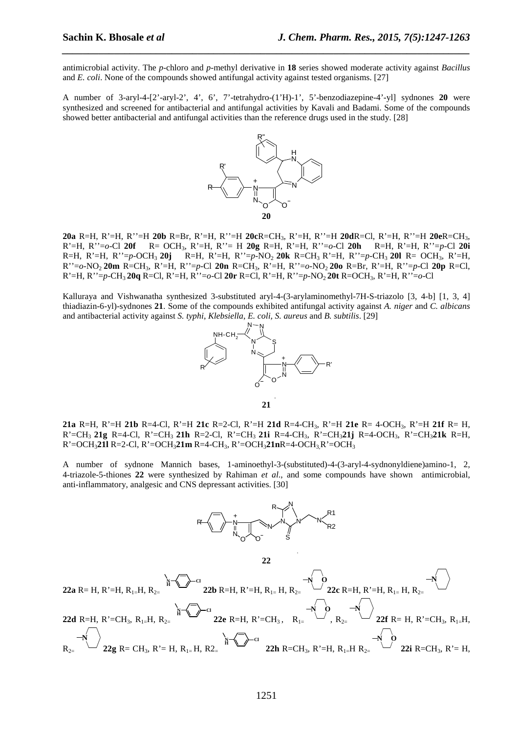antimicrobial activity. The *p*-chloro and *p*-methyl derivative in **18** series showed moderate activity against *Bacillus* and *E. coli*. None of the compounds showed antifungal activity against tested organisms. [27]

A number of 3-aryl-4-[2'-aryl-2', 4', 6', 7'-tetrahydro-(1'H)-1', 5'-benzodiazepine-4'-yl] sydnones **20** were synthesized and screened for antibacterial and antifungal activities by Kavali and Badami. Some of the compounds showed better antibacterial and antifungal activities than the reference drugs used in the study. [28]

**20**

**20a** R=H, R'=H, R''=H **20b** R=Br, R'=H, R''=H **20c** R=$CH_3$, R'=H, R''=H **20d** R=Cl, R'=H, R''=H **20e** R=$CH_3$, R'=H, R''=*o*-Cl **20f** R= $OCH_3$, R'=H, R''= H **20g** R=H, R'=H, R''=*o*-Cl **20h** R=H, R'=H, R''=*p*-Cl **20i** R=H, R'=H, R''=*p*-$OCH_3$ **20j** R=H, R'=H, R''=*p*-$NO_2$ **20k** R=$CH_3$ R'=H, R''=*p*-$CH_3$ **20l** R= $OCH_3$, R'=H, R''=*o*-$NO_2$ **20m** R=$CH_3$, R'=H, R''=*p*-Cl **20n** R=$CH_3$, R'=H, R''=*o*-$NO_2$ **20o** R=Br, R'=H, R''=*p*-Cl **20p** R=Cl, R'=H, R''=*p*-$CH_3$ **20q** R=Cl, R'=H, R''=*o*-Cl **20r** R=Cl, R'=H, R''=*p*-$NO_2$ **20t** R=$OCH_3$, R'=H, R''=*o*-Cl

Kalluraya and Vishwanatha synthesized 3-substituted aryl-4-(3-arylaminomethyl-7H-S-triazolo [3, 4-b] [1, 3, 4] thiadiazin-6-yl)-sydnones **21**. Some of the compounds exhibited antifungal activity against *A. niger* and *C. albicans* and antibacterial activity against *S. typhi*, *Klebsiella*, *E. coli, S. aureus* and *B. subtilis*. [29]

**21**

**21a** R=H, R'=H **21b** R=4-Cl, R'=H **21c** R=2-Cl, R'=H **21d** R=4-$CH_3$, R'=H **21e** R= 4-$OCH_3$, R'=H **21f** R= H, R'=$CH_3$ **21g** R=4-Cl, R'=$CH_3$ **21h** R=2-Cl, R'=$CH_3$ **21i** R=4-$CH_3$, R'=$CH_3$ **21j** R=4-$OCH_3$, R'=$CH_3$ **21k** R=H, R'=$OCH_3$ **21l** R=2-Cl, R'=$OCH_3$ **21m** R=4-$CH_3$, R'=$OCH_3$ **21n** R=4-$OCH_3$, R'=$OCH_3$

A number of sydnone Mannich bases, 1-aminoethyl-3-(substituted)-4-(3-aryl-4-sydnonyldiene)amino-1, 2, 4-triazole-5-thiones **22** were synthesized by Rahiman *et al.*, and some compounds have shown antimicrobial, anti-inflammatory, analgesic and CNS depressant activities. [30]

**22**

**22a** R= H, R'=H, $R_1$=H, $R_2$= NH-(4-chlorophenyl) **22b** R=H, R'=H, $R_1$= H, $R_2$= morpholino **22c** R=H, R'=H, $R_1$= H, $R_2$= piperidino **22d** R=H, R'=$CH_3$, $R_1$=H, $R_2$= NH-(4-chlorophenyl) **22e** R=H, R'=$CH_3$, $R_1$= morpholino, $R_2$= piperidino **22f** R= H, R'=$CH_3$, $R_1$=H, $R_2$= piperidino **22g** R= $CH_3$, R'= H, $R_1$= H, $R_2$= NH-(4-chlorophenyl) **22h** R=$CH_3$, R'=H, $R_1$=H $R_2$= morpholino **22i** R=$CH_3$, R'= H,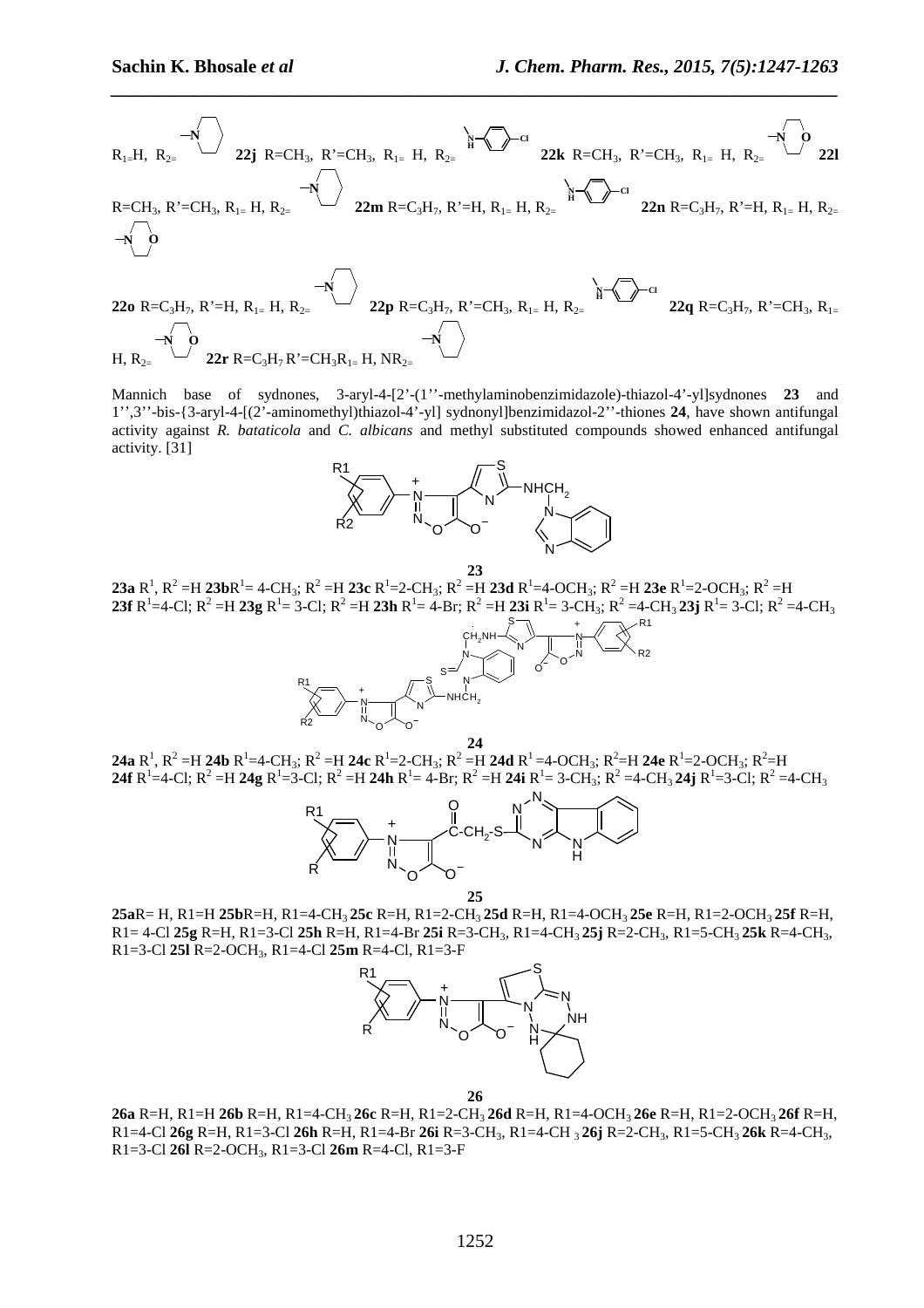$R_1$=H, $R_2$= piperidin-1-yl **22j** R=$CH_3$, R'=$CH_3$, $R_1$= H, $R_2$= NH-(4-chlorophenyl) **22k** R=$CH_3$, R'=$CH_3$, $R_1$= H, $R_2$= morpholin-4-yl **22l** R=$CH_3$, R'=$CH_3$, $R_1$= H, $R_2$= piperidin-1-yl **22m** R=$C_3H_7$, R'=H, $R_1$= H, $R_2$= NH-(4-chlorophenyl) **22n** R=$C_3H_7$, R'=H, $R_1$= H, $R_2$= morpholin-4-yl

**22o** R=$C_3H_7$, R'=H, $R_1$= H, $R_2$= piperidin-1-yl **22p** R=$C_3H_7$, R'=$CH_3$, $R_1$= H, $R_2$= NH-(4-chlorophenyl) **22q** R=$C_3H_7$, R'=$CH_3$, $R_1$= H, $R_2$= morpholin-4-yl **22r** R=$C_3H_7$ R'=$CH_3$ $R_1$= H, $NR_2$= piperidin-1-yl

Mannich base of sydnones, 3-aryl-4-[2'-(1''-methylaminobenzimidazole)-thiazol-4'-yl]sydnones **23** and 1'',3''-bis-{3-aryl-4-[(2'-aminomethyl)thiazol-4'-yl] sydnonyl]benzimidazol-2''-thiones **24**, have shown antifungal activity against *R. bataticola* and *C. albicans* and methyl substituted compounds showed enhanced antifungal activity. [31]

**23**

**23a** $R^1$, $R^2$ =H **23b** $R^1$= 4-$CH_3$; $R^2$ =H **23c** $R^1$=2-$CH_3$; $R^2$ =H **23d** $R^1$=4-$OCH_3$; $R^2$ =H **23e** $R^1$=2-$OCH_3$; $R^2$ =H **23f** $R^1$=4-Cl; $R^2$ =H **23g** $R^1$= 3-Cl; $R^2$ =H **23h** $R^1$= 4-Br; $R^2$ =H **23i** $R^1$= 3-$CH_3$; $R^2$ =4-$CH_3$ **23j** $R^1$= 3-Cl; $R^2$ =4-$CH_3$

**24**

**24a** $R^1$, $R^2$ =H **24b** $R^1$=4-$CH_3$; $R^2$ =H **24c** $R^1$=2-$CH_3$; $R^2$ =H **24d** $R^1$ =4-$OCH_3$; $R^2$=H **24e** $R^1$=2-$OCH_3$; $R^2$=H **24f** $R^1$=4-Cl; $R^2$ =H **24g** $R^1$=3-Cl; $R^2$ =H **24h** $R^1$= 4-Br; $R^2$ =H **24i** $R^1$= 3-$CH_3$; $R^2$ =4-$CH_3$ **24j** $R^1$=3-Cl; $R^2$ =4-$CH_3$

**25**

**25a** R= H, R1=H **25b** R=H, R1=4-$CH_3$ **25c** R=H, R1=2-$CH_3$ **25d** R=H, R1=4-$OCH_3$ **25e** R=H, R1=2-$OCH_3$ **25f** R=H, R1= 4-Cl **25g** R=H, R1=3-Cl **25h** R=H, R1=4-Br **25i** R=3-$CH_3$, R1=4-$CH_3$ **25j** R=2-$CH_3$, R1=5-$CH_3$ **25k** R=4-$CH_3$, R1=3-Cl **25l** R=2-$OCH_3$, R1=4-Cl **25m** R=4-Cl, R1=3-F

**26**

**26a** R=H, R1=H **26b** R=H, R1=4-$CH_3$ **26c** R=H, R1=2-$CH_3$ **26d** R=H, R1=4-$OCH_3$ **26e** R=H, R1=2-$OCH_3$ **26f** R=H, R1=4-Cl **26g** R=H, R1=3-Cl **26h** R=H, R1=4-Br **26i** R=3-$CH_3$, R1=4-$CH_3$ **26j** R=2-$CH_3$, R1=5-$CH_3$ **26k** R=4-$CH_3$, R1=3-Cl **26l** R=2-$OCH_3$, R1=3-Cl **26m** R=4-Cl, R1=3-F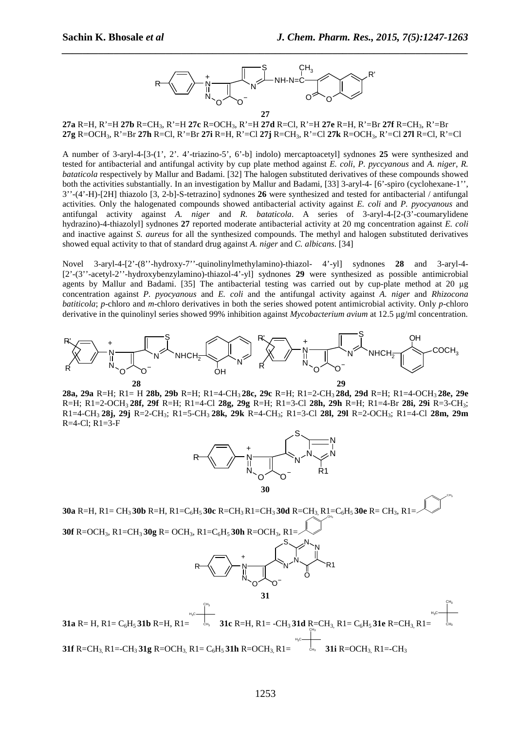**27**

**27a** R=H, R'=H **27b** R=$CH_3$, R'=H **27c** R=$OCH_3$, R'=H **27d** R=Cl, R'=H **27e** R=H, R'=Br **27f** R=$CH_3$, R'=Br **27g** R=$OCH_3$, R'=Br **27h** R=Cl, R'=Br **27i** R=H, R'=Cl **27j** R=$CH_3$, R'=Cl **27k** R=$OCH_3$, R'=Cl **27l** R=Cl, R'=Cl

A number of 3-aryl-4-[3-(1', 2'. 4'-triazino-5', 6'-b] indolo) mercaptoacetyl] sydnones **25** were synthesized and tested for antibacterial and antifungal activity by cup plate method against *E. coli*, *P. pyccyanous* and *A. niger*, *R. bataticola* respectively by Mallur and Badami. [32] The halogen substituted derivatives of these compounds showed both the activities substantially. In an investigation by Mallur and Badami, [33] 3-aryl-4- [6'-spiro (cyclohexane-1'', 3''-(4'-H)-[2H] thiazolo [3, 2-b]-S-tetrazino] sydnones **26** were synthesized and tested for antibacterial / antifungal activities. Only the halogenated compounds showed antibacterial activity against *E. coli* and *P. pyocyanous* and antifungal activity against *A. niger* and *R. bataticola*. A series of 3-aryl-4-[2-(3'-coumarylidene hydrazino)-4-thiazolyl] sydnones **27** reported moderate antibacterial activity at 20 mg concentration against *E. coli* and inactive against *S. aureus* for all the synthesized compounds. The methyl and halogen substituted derivatives showed equal activity to that of standard drug against *A. niger* and *C. albicans*. [34]

Novel 3-aryl-4-[2'-(8''-hydroxy-7''-quinolinylmethylamino)-thiazol- 4'-yl] sydnones **28** and 3-aryl-4-[2'-(3''-acetyl-2''-hydroxybenzylamino)-thiazol-4'-yl] sydnones **29** were synthesized as possible antimicrobial agents by Mallur and Badami. [35] The antibacterial testing was carried out by cup-plate method at 20 μg concentration against *P. pyocyanous* and *E. coli* and the antifungal activity against *A. niger* and *Rhizocona batiticola*; *p*-chloro and *m*-chloro derivatives in both the series showed potent antimicrobial activity. Only *p*-chloro derivative in the quinolinyl series showed 99% inhibition against *Mycobacterium avium* at 12.5 μg/ml concentration.

**28** **29**

**28a, 29a** R=H; R1= H **28b, 29b** R=H; R1=4-$CH_3$ **28c, 29c** R=H; R1=2-$CH_3$ **28d, 29d** R=H; R1=4-$OCH_3$ **28e, 29e** R=H; R1=2-$OCH_3$ **28f, 29f** R=H; R1=4-Cl **28g, 29g** R=H; R1=3-Cl **28h, 29h** R=H; R1=4-Br **28i, 29i** R=3-$CH_3$; R1=4-$CH_3$ **28j, 29j** R=2-$CH_3$; R1=5-$CH_3$ **28k, 29k** R=4-$CH_3$; R1=3-Cl **28l, 29l** R=2-$OCH_3$; R1=4-Cl **28m, 29m** R=4-Cl; R1=3-F

**30**

**30a** R=H, R1= $CH_3$ **30b** R=H, R1=$C_6H_5$ **30c** R=$CH_3$ R1=$CH_3$ **30d** R=$CH_3$, R1=$C_6H_5$ **30e** R= $CH_3$, R1= 4-methylphenyl

**30f** R=$OCH_3$, R1=$CH_3$ **30g** R= $OCH_3$, R1=$C_6H_5$ **30h** R=$OCH_3$, R1= 4-methylphenyl

**31**

**31a** R= H, R1= $C_6H_5$ **31b** R=H, R1= tert-butyl **31c** R=H, R1= -$CH_3$ **31d** R=$CH_3$, R1= $C_6H_5$ **31e** R=$CH_3$, R1= tert-butyl

**31f** R=$CH_3$, R1=-$CH_3$ **31g** R=$OCH_3$, R1= $C_6H_5$ **31h** R=$OCH_3$, R1= tert-butyl **31i** R=$OCH_3$, R1=-$CH_3$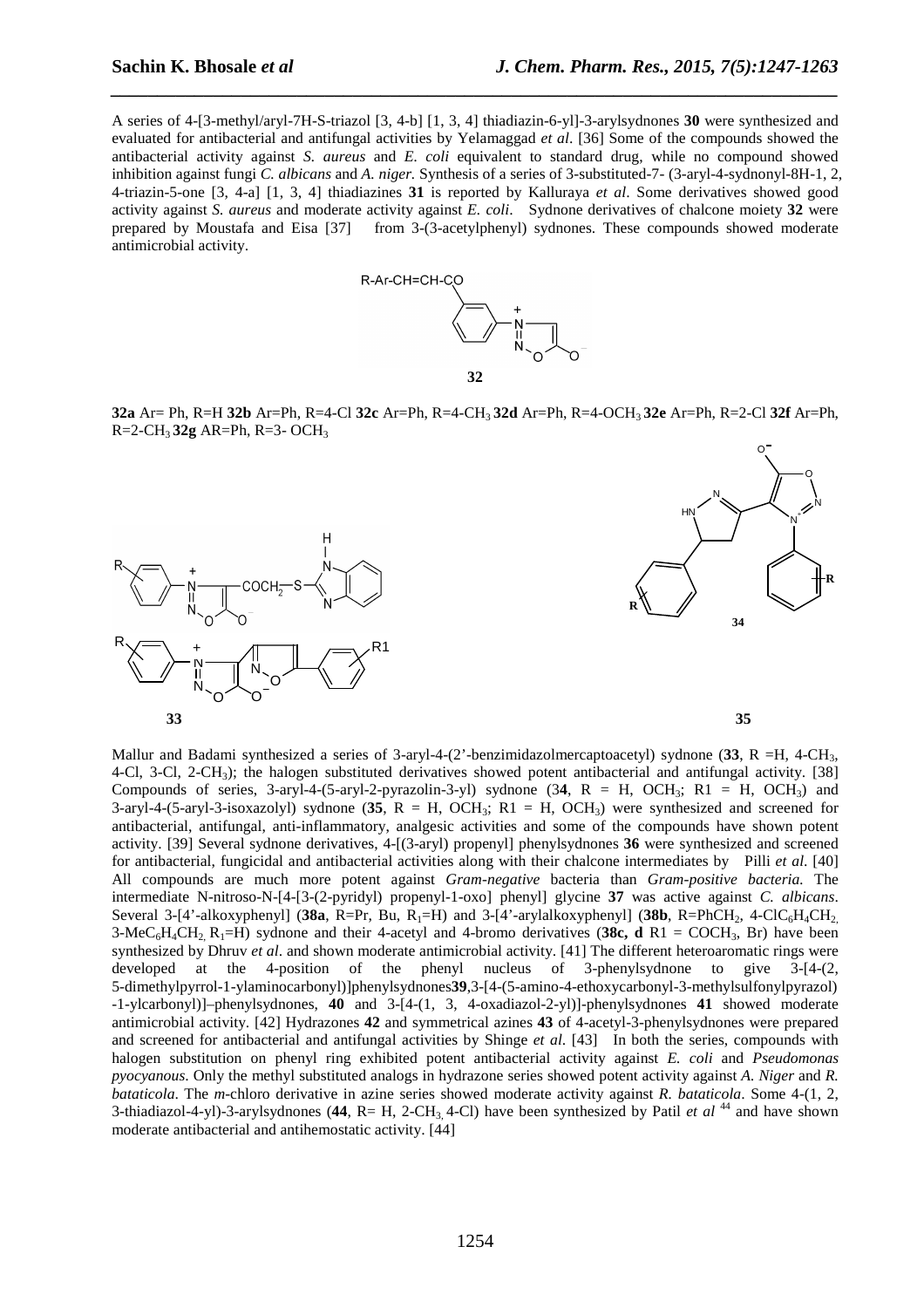A series of 4-[3-methyl/aryl-7H-S-triazol [3, 4-b] [1, 3, 4] thiadiazin-6-yl]-3-arylsydnones **30** were synthesized and evaluated for antibacterial and antifungal activities by Yelamaggad *et al*. [36] Some of the compounds showed the antibacterial activity against *S. aureus* and *E. coli* equivalent to standard drug, while no compound showed inhibition against fungi *C. albicans* and *A. niger*. Synthesis of a series of 3-substituted-7- (3-aryl-4-sydnonyl-8H-1, 2, 4-triazin-5-one [3, 4-a] [1, 3, 4] thiadiazines **31** is reported by Kalluraya *et al*. Some derivatives showed good activity against *S. aureus* and moderate activity against *E. coli*. Sydnone derivatives of chalcone moiety **32** were prepared by Moustafa and Eisa [37] from 3-(3-acetylphenyl) sydnones. These compounds showed moderate antimicrobial activity.

**32**

**32a** Ar= Ph, R=H **32b** Ar=Ph, R=4-Cl **32c** Ar=Ph, R=4-$CH_3$ **32d** Ar=Ph, R=4-$OCH_3$ **32e** Ar=Ph, R=2-Cl **32f** Ar=Ph, R=2-$CH_3$ **32g** AR=Ph, R=3- $OCH_3$

**33** **34** **35**

Mallur and Badami synthesized a series of 3-aryl-4-(2'-benzimidazolmercaptoacetyl) sydnone (**33**, R =H, 4-$CH_3$, 4-Cl, 3-Cl, 2-$CH_3$); the halogen substituted derivatives showed potent antibacterial and antifungal activity. [38] Compounds of series, 3-aryl-4-(5-aryl-2-pyrazolin-3-yl) sydnone (3**4**, R = H, $OCH_3$; R1 = H, $OCH_3$) and 3-aryl-4-(5-aryl-3-isoxazolyl) sydnone (**35**, R = H, $OCH_3$; R1 = H, $OCH_3$) were synthesized and screened for antibacterial, antifungal, anti-inflammatory, analgesic activities and some of the compounds have shown potent activity. [39] Several sydnone derivatives, 4-[(3-aryl) propenyl] phenylsydnones **36** were synthesized and screened for antibacterial, fungicidal and antibacterial activities along with their chalcone intermediates by Pilli *et al*. [40] All compounds are much more potent against *Gram-negative* bacteria than *Gram-positive bacteria*. The intermediate N-nitroso-N-[4-[3-(2-pyridyl) propenyl-1-oxo] phenyl] glycine **37** was active against *C. albicans*. Several 3-[4'-alkoxyphenyl] (**38a**, R=Pr, Bu, $R_1$=H) and 3-[4'-arylalkoxyphenyl] (**38b**, R=$PhCH_2$, 4-$ClC_6H_4CH_2$, 3-$MeC_6H_4CH_2$, $R_1$=H) sydnone and their 4-acetyl and 4-bromo derivatives (**38c, d** R1 = $COCH_3$, Br) have been synthesized by Dhruv *et al*. and shown moderate antimicrobial activity. [41] The different heteroaromatic rings were developed at the 4-position of the phenyl nucleus of 3-phenylsydnone to give 3-[4-(2, 5-dimethylpyrrol-1-ylaminocarbonyl)]phenylsydnones**39**,3-[4-(5-amino-4-ethoxycarbonyl-3-methylsulfonylpyrazol) -1-ylcarbonyl)]–phenylsydnones, **40** and 3-[4-(1, 3, 4-oxadiazol-2-yl)]-phenylsydnones **41** showed moderate antimicrobial activity. [42] Hydrazones **42** and symmetrical azines **43** of 4-acetyl-3-phenylsydnones were prepared and screened for antibacterial and antifungal activities by Shinge *et al*. [43] In both the series, compounds with halogen substitution on phenyl ring exhibited potent antibacterial activity against *E. coli* and *Pseudomonas pyocyanous*. Only the methyl substituted analogs in hydrazone series showed potent activity against *A. Niger* and *R. bataticola*. The *m*-chloro derivative in azine series showed moderate activity against *R. bataticola*. Some 4-(1, 2, 3-thiadiazol-4-yl)-3-arylsydnones (**44**, R= H, 2-$CH_3$, 4-Cl) have been synthesized by Patil *et al* [44] and have shown moderate antibacterial and antihemostatic activity. [44]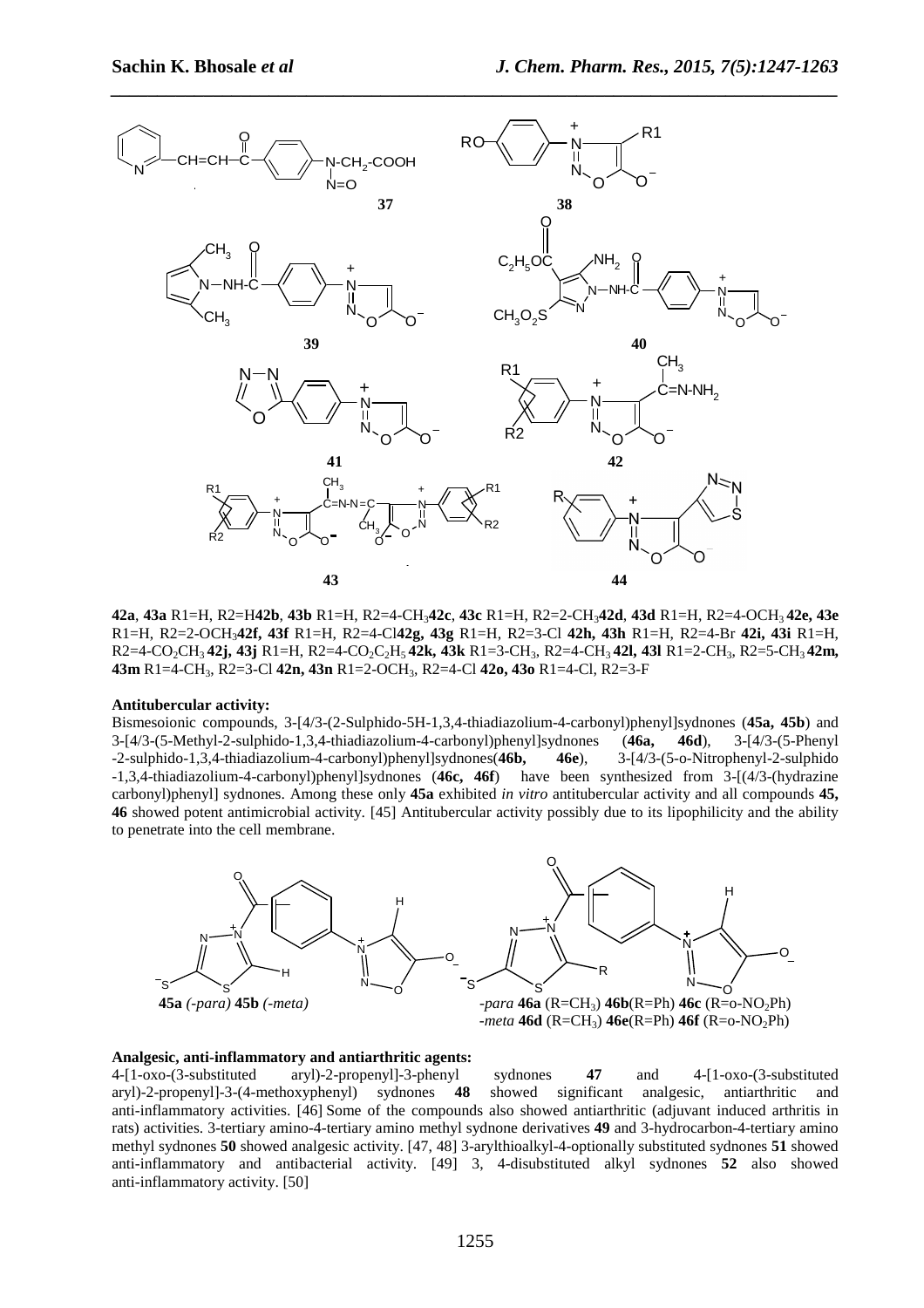**37** **38**

**39** **40**

**41** **42**

**43** **44**

**42a**, **43a** R1=H, R2=H **42b**, **43b** R1=H, R2=4-$CH_3$ **42c**, **43c** R1=H, R2=2-$CH_3$ **42d**, **43d** R1=H, R2=4-$OCH_3$ **42e, 43e** R1=H, R2=2-$OCH_3$ **42f, 43f** R1=H, R2=4-Cl **42g, 43g** R1=H, R2=3-Cl **42h, 43h** R1=H, R2=4-Br **42i, 43i** R1=H, R2=4-$CO_2CH_3$ **42j, 43j** R1=H, R2=4-$CO_2C_2H_5$ **42k, 43k** R1=3-$CH_3$, R2=4-$CH_3$ **42l, 43l** R1=2-$CH_3$, R2=5-$CH_3$ **42m, 43m** R1=4-$CH_3$, R2=3-Cl **42n, 43n** R1=2-$OCH_3$, R2=4-Cl **42o, 43o** R1=4-Cl, R2=3-F

**Antitubercular activity:**

Bismesoionic compounds, 3-[4/3-(2-Sulphido-5H-1,3,4-thiadiazolium-4-carbonyl)phenyl]sydnones (**45a, 45b**) and 3-[4/3-(5-Methyl-2-sulphido-1,3,4-thiadiazolium-4-carbonyl)phenyl]sydnones (**46a, 46d**), 3-[4/3-(5-Phenyl -2-sulphido-1,3,4-thiadiazolium-4-carbonyl)phenyl]sydnones(**46b, 46e**), 3-[4/3-(5-o-Nitrophenyl-2-sulphido -1,3,4-thiadiazolium-4-carbonyl)phenyl]sydnones (**46c, 46f**) have been synthesized from 3-[(4/3-(hydrazine carbonyl)phenyl] sydnones. Among these only **45a** exhibited *in vitro* antitubercular activity and all compounds **45, 46** showed potent antimicrobial activity. [45] Antitubercular activity possibly due to its lipophilicity and the ability to penetrate into the cell membrane.

**45a** *(-para)* **45b** *(-meta)*

*-para* **46a** (R=$CH_3$) **46b**(R=Ph) **46c** (R=o-$NO_2$Ph)
*-meta* **46d** (R=$CH_3$) **46e**(R=Ph) **46f** (R=o-$NO_2$Ph)

**Analgesic, anti-inflammatory and antiarthritic agents:**

4-[1-oxo-(3-substituted aryl)-2-propenyl]-3-phenyl sydnones **47** and 4-[1-oxo-(3-substituted aryl)-2-propenyl]-3-(4-methoxyphenyl) sydnones **48** showed significant analgesic, antiarthritic and anti-inflammatory activities. [46] Some of the compounds also showed antiarthritic (adjuvant induced arthritis in rats) activities. 3-tertiary amino-4-tertiary amino methyl sydnone derivatives **49** and 3-hydrocarbon-4-tertiary amino methyl sydnones **50** showed analgesic activity. [47, 48] 3-arylthioalkyl-4-optionally substituted sydnones **51** showed anti-inflammatory and antibacterial activity. [49] 3, 4-disubstituted alkyl sydnones **52** also showed anti-inflammatory activity. [50]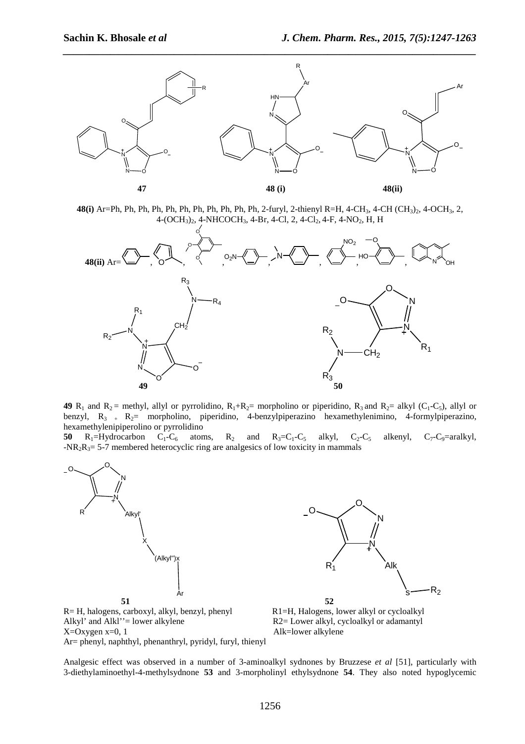**47** **48 (i)** **48(ii)**

**48(i)** Ar=Ph, Ph, Ph, Ph, Ph, Ph, Ph, Ph, Ph, Ph, Ph, 2-furyl, 2-thienyl R=H, 4-$CH_3$, 4-CH $(CH_3)_2$, 4-$OCH_3$, 2, 4-$(OCH_3)_2$, 4-$NHCOCH_3$, 4-Br, 4-Cl, 2, 4-$Cl_2$, 4-F, 4-$NO_2$, H, H

**48(ii)** Ar=

**49** **50**

**49** $R_1$ and $R_2$ = methyl, allyl or pyrrolidino, $R_1$+$R_2$= morpholino or piperidino, $R_3$ and $R_2$= alkyl ($C_1$-$C_5$), allyl or benzyl, $R_3$ + $R_2$= morpholino, piperidino, 4-benzylpiperazino hexamethylenimino, 4-formylpiperazino, hexamethylenipiperolino or pyrrolidino

**50** $R_1$=Hydrocarbon $C_1$-$C_6$ atoms, $R_2$ and $R_3$=$C_1$-$C_5$ alkyl, $C_2$-$C_5$ alkenyl, $C_7$-$C_9$=aralkyl, -$NR_2R_3$= 5-7 membered heterocyclic ring are analgesics of low toxicity in mammals

**51**

R= H, halogens, carboxyl, alkyl, benzyl, phenyl
Alkyl' and Alkl''= lower alkylene
X=Oxygen x=0, 1
Ar= phenyl, naphthyl, phenanthryl, pyridyl, furyl, thienyl

**52**

R1=H, Halogens, lower alkyl or cycloalkyl
R2= Lower alkyl, cycloalkyl or adamantyl
Alk=lower alkylene

Analgesic effect was observed in a number of 3-aminoalkyl sydnones by Bruzzese *et al* [51], particularly with 3-diethylaminoethyl-4-methylsydnone **53** and 3-morpholinyl ethylsydnone **54**. They also noted hypoglycemic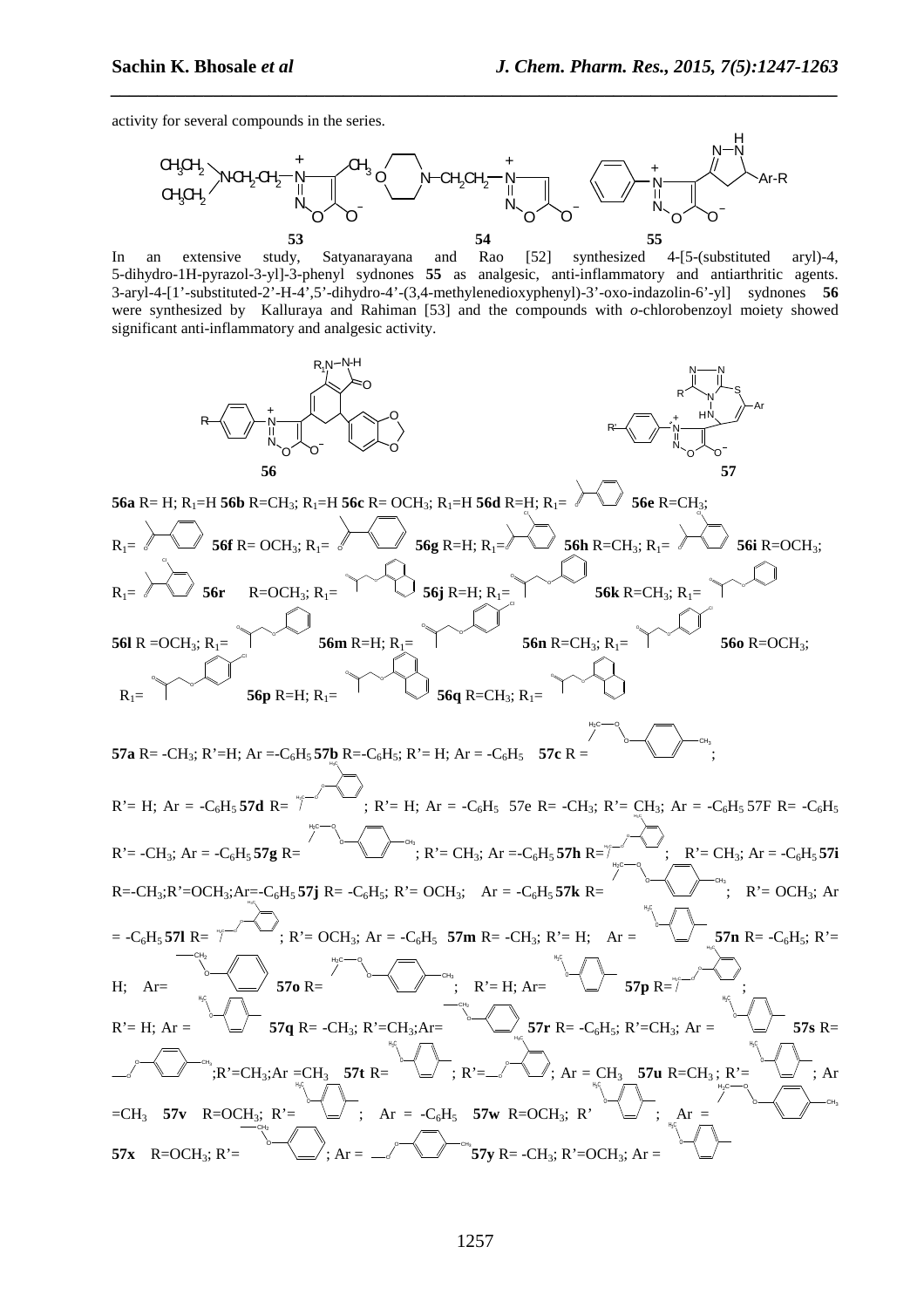activity for several compounds in the series.

**53** **54** **55**

In an extensive study, Satyanarayana and Rao [52] synthesized 4-[5-(substituted aryl)-4, 5-dihydro-1H-pyrazol-3-yl]-3-phenyl sydnones **55** as analgesic, anti-inflammatory and antiarthritic agents. 3-aryl-4-[1'-substituted-2'-H-4',5'-dihydro-4'-(3,4-methylenedioxyphenyl)-3'-oxo-indazolin-6'-yl] sydnones **56** were synthesized by Kalluraya and Rahiman [53] and the compounds with *o*-chlorobenzoyl moiety showed significant anti-inflammatory and analgesic activity.

**56** **57**

**56a** R= H; $R_1$=H **56b** R=$CH_3$; $R_1$=H **56c** R= $OCH_3$; $R_1$=H **56d** R=H; $R_1$= **56e** R=$CH_3$; $R_1$= **56f** R= $OCH_3$; $R_1$= **56g** R=H; $R_1$= **56h** R=$CH_3$; $R_1$= **56i** R=$OCH_3$; $R_1$= **56r** R=$OCH_3$; $R_1$= **56j** R=H; $R_1$= **56k** R=$CH_3$; $R_1$= **56l** R =$OCH_3$; $R_1$= **56m** R=H; $R_1$= **56n** R=$CH_3$; $R_1$= **56o** R=$OCH_3$; $R_1$= **56p** R=H; $R_1$= **56q** R=$CH_3$; $R_1$=

**57a** R= -$CH_3$; R'=H; Ar =-$C_6H_5$ **57b** R=-$C_6H_5$; R'= H; Ar = -$C_6H_5$ **57c** R = ; R'= H; Ar = -$C_6H_5$ **57d** R= ; R'= H; Ar = -$C_6H_5$ 57e R= -$CH_3$; R'= $CH_3$; Ar = -$C_6H_5$ 57F R= -$C_6H_5$ R'= -$CH_3$; Ar = -$C_6H_5$ **57g** R= ; R'= $CH_3$; Ar =-$C_6H_5$ **57h** R= ; R'= $CH_3$; Ar = -$C_6H_5$ **57i** R=-$CH_3$;R'=$OCH_3$;Ar=-$C_6H_5$ **57j** R= -$C_6H_5$; R'= $OCH_3$; Ar = -$C_6H_5$ **57k** R= ; R'= $OCH_3$; Ar = -$C_6H_5$ **57l** R= ; R'= $OCH_3$; Ar = -$C_6H_5$ **57m** R= -$CH_3$; R'= H; Ar = **57n** R= -$C_6H_5$; R'= H; Ar= **57o** R= ; R'= H; Ar= **57p** R= ; R'= H; Ar = **57q** R= -$CH_3$; R'=$CH_3$;Ar= **57r** R= -$C_6H_5$; R'=$CH_3$; Ar = **57s** R= ;R'=$CH_3$;Ar =$CH_3$ **57t** R= ; R'= ; Ar = $CH_3$ **57u** R=$CH_3$ ; R'= ; Ar =$CH_3$ **57v** R=$OCH_3$; R'= ; Ar = -$C_6H_5$ **57w** R=$OCH_3$; R' ; Ar = **57x** R=$OCH_3$; R'= ; Ar = **57y** R= -$CH_3$; R'=$OCH_3$; Ar =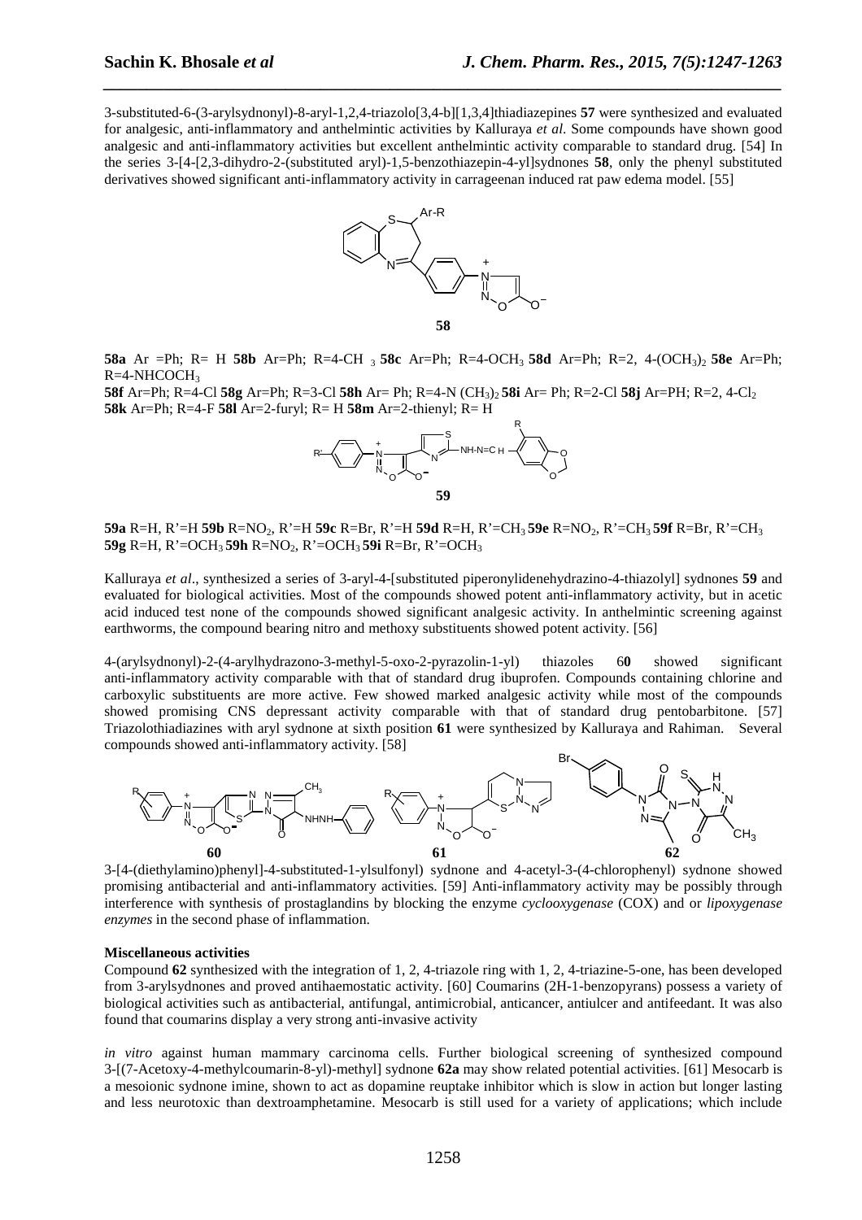3-substituted-6-(3-arylsydnonyl)-8-aryl-1,2,4-triazolo[3,4-b][1,3,4]thiadiazepines **57** were synthesized and evaluated for analgesic, anti-inflammatory and anthelmintic activities by Kalluraya *et al*. Some compounds have shown good analgesic and anti-inflammatory activities but excellent anthelmintic activity comparable to standard drug. [54] In the series 3-[4-[2,3-dihydro-2-(substituted aryl)-1,5-benzothiazepin-4-yl]sydnones **58**, only the phenyl substituted derivatives showed significant anti-inflammatory activity in carrageenan induced rat paw edema model. [55]

**58**

**58a** Ar =Ph; R= H **58b** Ar=Ph; R=4-CH $_3$ **58c** Ar=Ph; R=4-OCH$_3$ **58d** Ar=Ph; R=2, 4-(OCH$_3$)$_2$ **58e** Ar=Ph; R=4-NHCOCH$_3$
**58f** Ar=Ph; R=4-Cl **58g** Ar=Ph; R=3-Cl **58h** Ar= Ph; R=4-N (CH$_3$)$_2$ **58i** Ar= Ph; R=2-Cl **58j** Ar=PH; R=2, 4-Cl$_2$ **58k** Ar=Ph; R=4-F **58l** Ar=2-furyl; R= H **58m** Ar=2-thienyl; R= H

**59**

**59a** R=H, R'=H **59b** R=NO$_2$, R'=H **59c** R=Br, R'=H **59d** R=H, R'=CH$_3$ **59e** R=NO$_2$, R'=CH$_3$ **59f** R=Br, R'=CH$_3$ **59g** R=H, R'=OCH$_3$ **59h** R=NO$_2$, R'=OCH$_3$ **59i** R=Br, R'=OCH$_3$

Kalluraya *et al*., synthesized a series of 3-aryl-4-[substituted piperonylidenehydrazino-4-thiazolyl] sydnones **59** and evaluated for biological activities. Most of the compounds showed potent anti-inflammatory activity, but in acetic acid induced test none of the compounds showed significant analgesic activity. In anthelmintic screening against earthworms, the compound bearing nitro and methoxy substituents showed potent activity. [56]

4-(arylsydnonyl)-2-(4-arylhydrazono-3-methyl-5-oxo-2-pyrazolin-1-yl) thiazoles 6**0** showed significant anti-inflammatory activity comparable with that of standard drug ibuprofen. Compounds containing chlorine and carboxylic substituents are more active. Few showed marked analgesic activity while most of the compounds showed promising CNS depressant activity comparable with that of standard drug pentobarbitone. [57] Triazolothiadiazines with aryl sydnone at sixth position **61** were synthesized by Kalluraya and Rahiman. Several compounds showed anti-inflammatory activity. [58]

**60** **61** **62**

3-[4-(diethylamino)phenyl]-4-substituted-1-ylsulfonyl) sydnone and 4-acetyl-3-(4-chlorophenyl) sydnone showed promising antibacterial and anti-inflammatory activities. [59] Anti-inflammatory activity may be possibly through interference with synthesis of prostaglandins by blocking the enzyme *cyclooxygenase* (COX) and or *lipoxygenase enzymes* in the second phase of inflammation.

**Miscellaneous activities**

Compound **62** synthesized with the integration of 1, 2, 4-triazole ring with 1, 2, 4-triazine-5-one, has been developed from 3-arylsydnones and proved antihaemostatic activity. [60] Coumarins (2H-1-benzopyrans) possess a variety of biological activities such as antibacterial, antifungal, antimicrobial, anticancer, antiulcer and antifeedant. It was also found that coumarins display a very strong anti-invasive activity

*in vitro* against human mammary carcinoma cells. Further biological screening of synthesized compound 3-[(7-Acetoxy-4-methylcoumarin-8-yl)-methyl] sydnone **62a** may show related potential activities. [61] Mesocarb is a mesoionic sydnone imine, shown to act as dopamine reuptake inhibitor which is slow in action but longer lasting and less neurotoxic than dextroamphetamine. Mesocarb is still used for a variety of applications; which include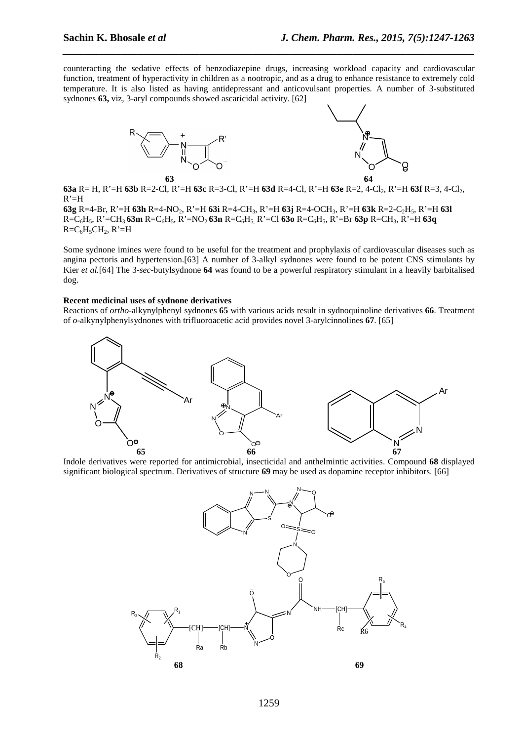counteracting the sedative effects of benzodiazepine drugs, increasing workload capacity and cardiovascular function, treatment of hyperactivity in children as a nootropic, and as a drug to enhance resistance to extremely cold temperature. It is also listed as having antidepressant and anticovulsant properties. A number of 3-substituted sydnones **63,** viz, 3-aryl compounds showed ascaricidal activity. [62]

**63** **64**

**63a** R= H, R'=H **63b** R=2-Cl, R'=H **63c** R=3-Cl, R'=H **63d** R=4-Cl, R'=H **63e** R=2, 4-$Cl_2$, R'=H **63f** R=3, 4-$Cl_2$, R'=H

**63g** R=4-Br, R'=H **63h** R=4-$NO_2$, R'=H **63i** R=4-$CH_3$, R'=H **63j** R=4-$OCH_3$, R'=H **63k** R=2-$C_2H_5$, R'=H **63l** R=$C_6H_5$, R'=$CH_3$ **63m** R=$C_6H_5$, R'=$NO_2$ **63n** R=$C_6H_5$, R'=Cl **63o** R=$C_6H_5$, R'=Br **63p** R=$CH_3$, R'=H **63q** R=$C_6H_5CH_2$, R'=H

Some sydnone imines were found to be useful for the treatment and prophylaxis of cardiovascular diseases such as angina pectoris and hypertension.[63] A number of 3-alkyl sydnones were found to be potent CNS stimulants by Kier *et al.*[64] The 3-*sec*-butylsydnone **64** was found to be a powerful respiratory stimulant in a heavily barbitalised dog.

**Recent medicinal uses of sydnone derivatives**

Reactions of *ortho*-alkynylphenyl sydnones **65** with various acids result in sydnoquinoline derivatives **66**. Treatment of *o*-alkynylphenylsydnones with trifluoroacetic acid provides novel 3-arylcinnolines **67**. [65]

**65** **66** **67**

Indole derivatives were reported for antimicrobial, insecticidal and anthelmintic activities. Compound **68** displayed significant biological spectrum. Derivatives of structure **69** may be used as dopamine receptor inhibitors. [66]

**68** **69**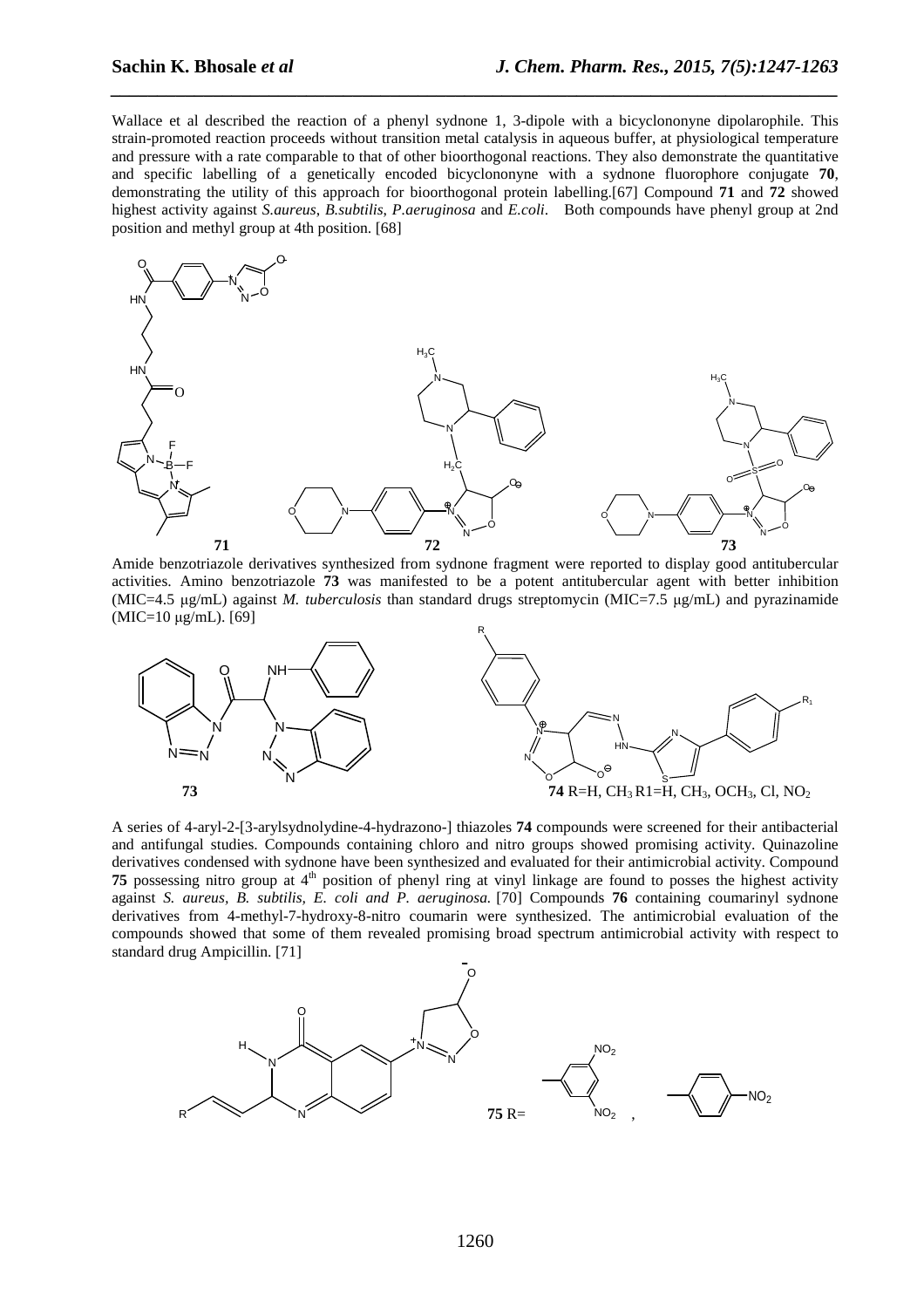Wallace et al described the reaction of a phenyl sydnone 1, 3-dipole with a bicyclononyne dipolarophile. This strain-promoted reaction proceeds without transition metal catalysis in aqueous buffer, at physiological temperature and pressure with a rate comparable to that of other bioorthogonal reactions. They also demonstrate the quantitative and specific labelling of a genetically encoded bicyclononyne with a sydnone fluorophore conjugate **70**, demonstrating the utility of this approach for bioorthogonal protein labelling.[67] Compound **71** and **72** showed highest activity against *S.aureus*, *B.subtilis*, *P.aeruginosa* and *E.coli*. Both compounds have phenyl group at 2nd position and methyl group at 4th position. [68]

**71** **72** **73**

Amide benzotriazole derivatives synthesized from sydnone fragment were reported to display good antitubercular activities. Amino benzotriazole **73** was manifested to be a potent antitubercular agent with better inhibition (MIC=4.5 μg/mL) against *M. tuberculosis* than standard drugs streptomycin (MIC=7.5 μg/mL) and pyrazinamide (MIC=10 μg/mL). [69]

**73** **74** R=H, $CH_3$ R1=H, $CH_3$, $OCH_3$, Cl, $NO_2$

A series of 4-aryl-2-[3-arylsydnolydine-4-hydrazono-] thiazoles **74** compounds were screened for their antibacterial and antifungal studies. Compounds containing chloro and nitro groups showed promising activity. Quinazoline derivatives condensed with sydnone have been synthesized and evaluated for their antimicrobial activity. Compound **75** possessing nitro group at 4[th] position of phenyl ring at vinyl linkage are found to posses the highest activity against *S. aureus, B. subtilis, E. coli and P. aeruginosa.* [70] Compounds **76** containing coumarinyl sydnone derivatives from 4-methyl-7-hydroxy-8-nitro coumarin were synthesized. The antimicrobial evaluation of the compounds showed that some of them revealed promising broad spectrum antimicrobial activity with respect to standard drug Ampicillin. [71]

**75** R= 3,5-dinitrophenyl, 4-nitrophenyl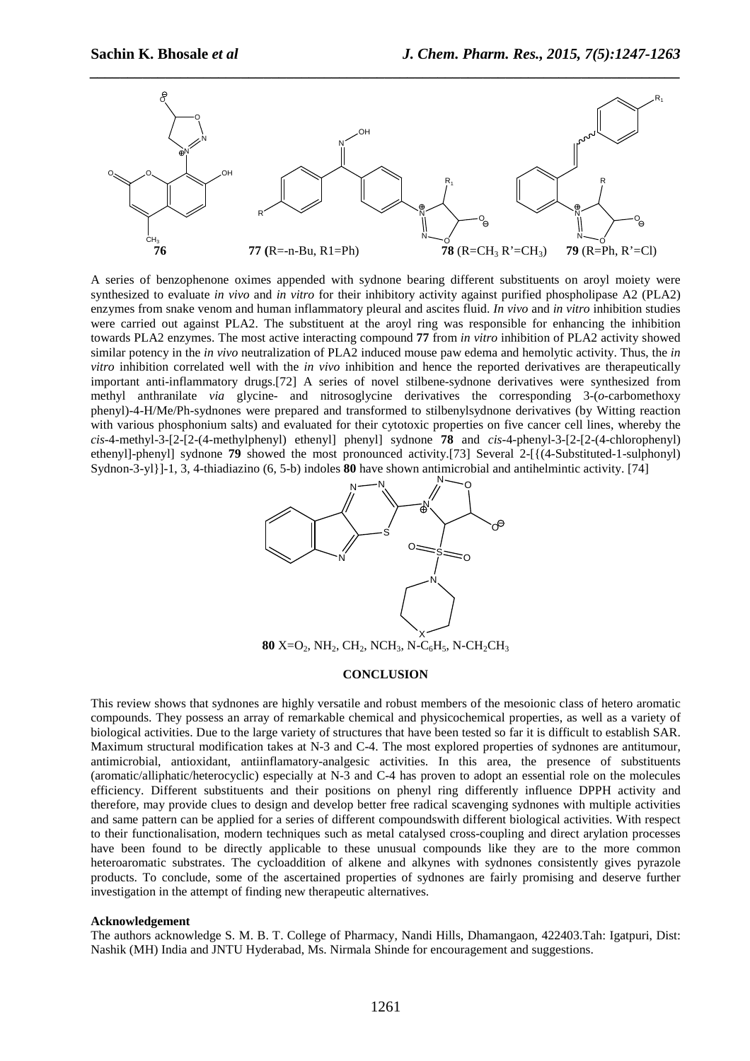**76** **77** (R=-n-Bu, R1=Ph) **78** (R=$CH_3$ R'=$CH_3$) **79** (R=Ph, R'=Cl)

A series of benzophenone oximes appended with sydnone bearing different substituents on aroyl moiety were synthesized to evaluate *in vivo* and *in vitro* for their inhibitory activity against purified phospholipase A2 (PLA2) enzymes from snake venom and human inflammatory pleural and ascites fluid. *In vivo* and *in vitro* inhibition studies were carried out against PLA2. The substituent at the aroyl ring was responsible for enhancing the inhibition towards PLA2 enzymes. The most active interacting compound **77** from *in vitro* inhibition of PLA2 activity showed similar potency in the *in vivo* neutralization of PLA2 induced mouse paw edema and hemolytic activity. Thus, the *in vitro* inhibition correlated well with the *in vivo* inhibition and hence the reported derivatives are therapeutically important anti-inflammatory drugs.[72] A series of novel stilbene-sydnone derivatives were synthesized from methyl anthranilate *via* glycine- and nitrosoglycine derivatives the corresponding 3-(*o*-carbomethoxy phenyl)-4-H/Me/Ph-sydnones were prepared and transformed to stilbenylsydnone derivatives (by Witting reaction with various phosphonium salts) and evaluated for their cytotoxic properties on five cancer cell lines, whereby the *cis*-4-methyl-3-[2-[2-(4-methylphenyl) ethenyl] phenyl] sydnone **78** and *cis*-4-phenyl-3-[2-[2-(4-chlorophenyl) ethenyl]-phenyl] sydnone **79** showed the most pronounced activity.[73] Several 2-[{(4-Substituted-1-sulphonyl) Sydnon-3-yl}]-1, 3, 4-thiadiazino (6, 5-b) indoles **80** have shown antimicrobial and antihelmintic activity. [74]

**80** X=$O_2$, $NH_2$, $CH_2$, $NCH_3$, N-$C_6H_5$, N-$CH_2CH_3$

## CONCLUSION

This review shows that sydnones are highly versatile and robust members of the mesoionic class of hetero aromatic compounds. They possess an array of remarkable chemical and physicochemical properties, as well as a variety of biological activities. Due to the large variety of structures that have been tested so far it is difficult to establish SAR. Maximum structural modification takes at N-3 and C-4. The most explored properties of sydnones are antitumour, antimicrobial, antioxidant, antiinflamatory-analgesic activities. In this area, the presence of substituents (aromatic/alliphatic/heterocyclic) especially at N-3 and C-4 has proven to adopt an essential role on the molecules efficiency. Different substituents and their positions on phenyl ring differently influence DPPH activity and therefore, may provide clues to design and develop better free radical scavenging sydnones with multiple activities and same pattern can be applied for a series of different compoundswith different biological activities. With respect to their functionalisation, modern techniques such as metal catalysed cross-coupling and direct arylation processes have been found to be directly applicable to these unusual compounds like they are to the more common heteroaromatic substrates. The cycloaddition of alkene and alkynes with sydnones consistently gives pyrazole products. To conclude, some of the ascertained properties of sydnones are fairly promising and deserve further investigation in the attempt of finding new therapeutic alternatives.

### Acknowledgement

The authors acknowledge S. M. B. T. College of Pharmacy, Nandi Hills, Dhamangaon, 422403.Tah: Igatpuri, Dist: Nashik (MH) India and JNTU Hyderabad, Ms. Nirmala Shinde for encouragement and suggestions.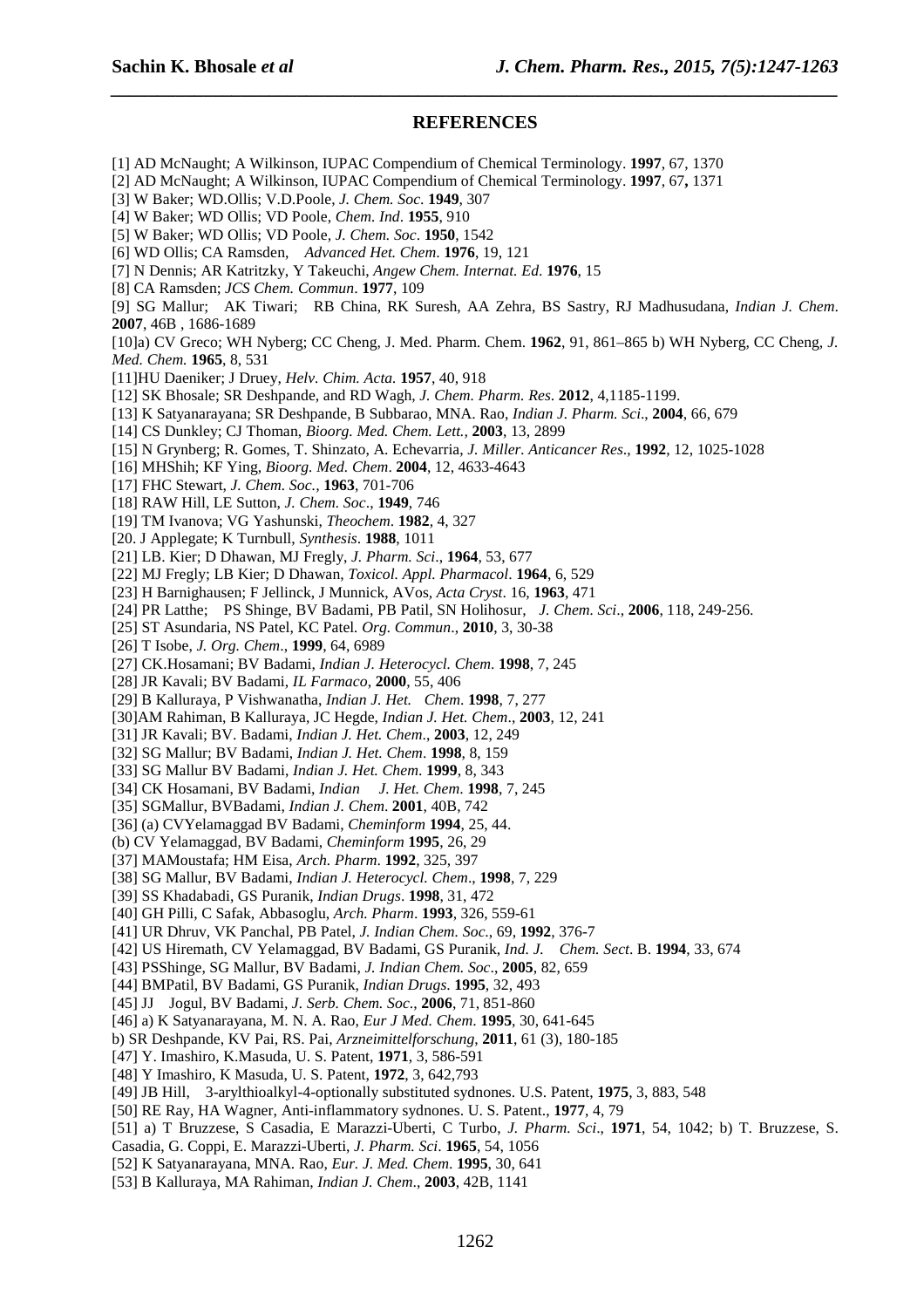## REFERENCES

[1] AD McNaught; A Wilkinson, IUPAC Compendium of Chemical Terminology. **1997**, 67, 1370

[2] AD McNaught; A Wilkinson, IUPAC Compendium of Chemical Terminology. **1997**, 67**,** 1371

[3] W Baker; WD.Ollis; V.D.Poole, *J. Chem. Soc*. **1949**, 307

[4] W Baker; WD Ollis; VD Poole, *Chem. Ind*. **1955**, 910

[5] W Baker; WD Ollis; VD Poole, *J. Chem. Soc*. **1950**, 1542

[6] WD Ollis; CA Ramsden, *Advanced Het. Chem*. **1976**, 19, 121

[7] N Dennis; AR Katritzky, Y Takeuchi, *Angew Chem. Internat. Ed*. **1976**, 15

[8] CA Ramsden; *JCS Chem. Commun*. **1977**, 109

[9] SG Mallur; AK Tiwari; RB China, RK Suresh, AA Zehra, BS Sastry, RJ Madhusudana, *Indian J. Chem*. **2007**, 46B , 1686-1689

[10]a) CV Greco; WH Nyberg; CC Cheng, J. Med. Pharm. Chem. **1962**, 91, 861–865 b) WH Nyberg, CC Cheng, *J. Med. Chem.* **1965**, 8, 531

[11]HU Daeniker; J Druey, *Helv. Chim. Acta.* **1957**, 40, 918

[12] SK Bhosale; SR Deshpande, and RD Wagh, *J. Chem. Pharm. Res*. **2012**, 4,1185-1199.

[13] K Satyanarayana; SR Deshpande, B Subbarao, MNA. Rao, *Indian J. Pharm. Sci*., **2004**, 66, 679

[14] CS Dunkley; CJ Thoman, *Bioorg. Med. Chem. Lett.,* **2003**, 13, 2899

[15] N Grynberg; R. Gomes, T. Shinzato, A. Echevarria, *J. Miller. Anticancer Res*., **1992**, 12, 1025-1028

[16] MHShih; KF Ying, *Bioorg. Med. Chem*. **2004**, 12, 4633-4643

[17] FHC Stewart, *J. Chem. Soc.,* **1963**, 701-706

[18] RAW Hill, LE Sutton, *J. Chem. Soc*., **1949**, 746

[19] TM Ivanova; VG Yashunski, *Theochem*. **1982**, 4, 327

[20. J Applegate; K Turnbull, *Synthesis*. **1988**, 1011

[21] LB. Kier; D Dhawan, MJ Fregly, *J. Pharm. Sci*., **1964**, 53, 677

[22] MJ Fregly; LB Kier; D Dhawan, *Toxicol. Appl. Pharmacol*. **1964**, 6, 529

[23] H Barnighausen; F Jellinck, J Munnick, AVos, *Acta Cryst*. 16, **1963**, 471

[24] PR Latthe; PS Shinge, BV Badami, PB Patil, SN Holihosur, *J. Chem. Sci*., **2006**, 118, 249-256.

[25] ST Asundaria, NS Patel, KC Patel. *Org. Commun*., **2010**, 3, 30-38

[26] T Isobe, *J. Org. Chem*., **1999**, 64, 6989

[27] CK.Hosamani; BV Badami, *Indian J. Heterocycl. Chem*. **1998**, 7, 245

[28] JR Kavali; BV Badami, *IL Farmaco*, **2000**, 55, 406

[29] B Kalluraya, P Vishwanatha, *Indian J. Het. Chem*. **1998**, 7, 277

[30]AM Rahiman, B Kalluraya, JC Hegde, *Indian J. Het. Chem*., **2003**, 12, 241

[31] JR Kavali; BV. Badami, *Indian J. Het. Chem*., **2003**, 12, 249

[32] SG Mallur; BV Badami, *Indian J. Het. Chem*. **1998**, 8, 159

[33] SG Mallur BV Badami, *Indian J. Het. Chem*. **1999**, 8, 343

[34] CK Hosamani, BV Badami, *Indian J. Het. Chem*. **1998**, 7, 245

[35] SGMallur, BVBadami, *Indian J. Chem*. **2001**, 40B, 742

[36] (a) CVYelamaggad BV Badami, *Cheminform* **1994**, 25, 44.
(b) CV Yelamaggad, BV Badami, *Cheminform* **1995**, 26, 29

[37] MAMoustafa; HM Eisa, *Arch. Pharm*. **1992**, 325, 397

[38] SG Mallur, BV Badami, *Indian J. Heterocycl. Chem*., **1998**, 7, 229

[39] SS Khadabadi, GS Puranik, *Indian Drugs*. **1998**, 31, 472

[40] GH Pilli, C Safak, Abbasoglu, *Arch. Pharm*. **1993**, 326, 559-61

[41] UR Dhruv, VK Panchal, PB Patel, *J. Indian Chem. Soc*., 69, **1992**, 376-7

[42] US Hiremath, CV Yelamaggad, BV Badami, GS Puranik, *Ind. J. Chem. Sect*. B. **1994**, 33, 674

[43] PSShinge, SG Mallur, BV Badami, *J. Indian Chem. Soc*., **2005**, 82, 659

[44] BMPatil, BV Badami, GS Puranik, *Indian Drugs*. **1995**, 32, 493

[45] JJ Jogul, BV Badami, *J. Serb. Chem. Soc*., **2006**, 71, 851-860

[46] a) K Satyanarayana, M. N. A. Rao, *Eur J Med. Chem*. **1995**, 30, 641-645
b) SR Deshpande, KV Pai, RS. Pai, *Arzneimittelforschung*, **2011**, 61 (3), 180-185

[47] Y. Imashiro, K.Masuda, U. S. Patent, **1971**, 3, 586-591

[48] Y Imashiro, K Masuda, U. S. Patent, **1972**, 3, 642,793

[49] JB Hill, 3-arylthioalkyl-4-optionally substituted sydnones. U.S. Patent, **1975**, 3, 883, 548

[50] RE Ray, HA Wagner, Anti-inflammatory sydnones. U. S. Patent., **1977**, 4, 79

[51] a) T Bruzzese, S Casadia, E Marazzi-Uberti, C Turbo, *J. Pharm. Sci*., **1971**, 54, 1042; b) T. Bruzzese, S. Casadia, G. Coppi, E. Marazzi-Uberti, *J. Pharm. Sci*. **1965**, 54, 1056

[52] K Satyanarayana, MNA. Rao, *Eur. J. Med. Chem*. **1995**, 30, 641

[53] B Kalluraya, MA Rahiman, *Indian J. Chem*., **2003**, 42B, 1141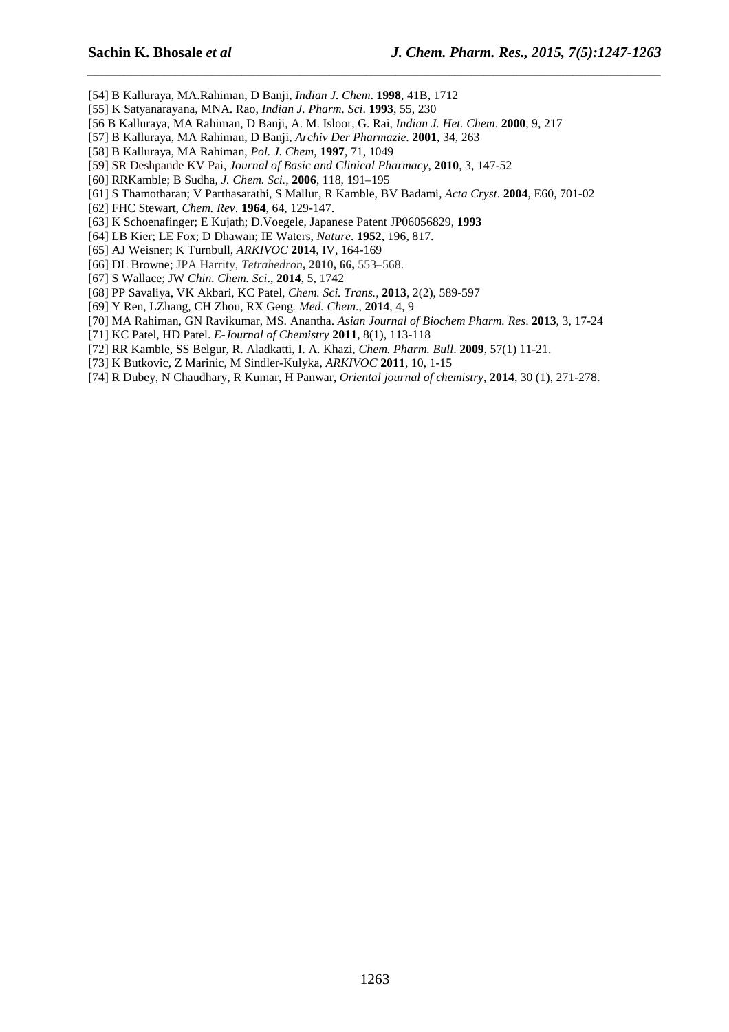[54] B Kalluraya, MA.Rahiman, D Banji, *Indian J. Chem*. **1998**, 41B, 1712

[55] K Satyanarayana, MNA. Rao, *Indian J. Pharm. Sci*. **1993**, 55, 230

[56 B Kalluraya, MA Rahiman, D Banji, A. M. Isloor, G. Rai, *Indian J. Het. Chem*. **2000**, 9, 217

[57] B Kalluraya, MA Rahiman, D Banji, *Archiv Der Pharmazie*. **2001**, 34, 263

[58] B Kalluraya, MA Rahiman, *Pol. J. Chem*, **1997**, 71, 1049

[59] SR Deshpande KV Pai, *Journal of Basic and Clinical Pharmacy*, **2010**, 3, 147-52

[60] RRKamble; B Sudha, *J. Chem. Sci.*, **2006**, 118, 191–195

[61] S Thamotharan; V Parthasarathi, S Mallur, R Kamble, BV Badami, *Acta Cryst*. **2004**, E60, 701-02

[62] FHC Stewart, *Chem. Rev*. **1964**, 64, 129-147.

[63] K Schoenafinger; E Kujath; D.Voegele, Japanese Patent JP06056829, **1993**

[64] LB Kier; LE Fox; D Dhawan; IE Waters, *Nature*. **1952**, 196, 817.

[65] AJ Weisner; K Turnbull, *ARKIVOC* **2014**, IV, 164-169

[66] DL Browne; JPA Harrity, *Tetrahedron*, **2010, 66,** 553–568.

[67] S Wallace; JW *Chin. Chem. Sci*., **2014**, 5, 1742

[68] PP Savaliya, VK Akbari, KC Patel, *Chem. Sci. Trans.*, **2013**, 2(2), 589-597

[69] Y Ren, LZhang, CH Zhou, RX Geng*. Med. Chem*., **2014**, 4, 9

[70] MA Rahiman, GN Ravikumar, MS. Anantha. *Asian Journal of Biochem Pharm. Res*. **2013**, 3, 17-24

[71] KC Patel, HD Patel. *E-Journal of Chemistry* **2011**, 8(1), 113-118

[72] RR Kamble, SS Belgur, R. Aladkatti, I. A. Khazi, *Chem. Pharm. Bull*. **2009**, 57(1) 11-21.

[73] K Butkovic, Z Marinic, M Sindler-Kulyka, *ARKIVOC* **2011**, 10, 1-15

[74] R Dubey, N Chaudhary, R Kumar, H Panwar, *Oriental journal of chemistry*, **2014**, 30 (1), 271-278.